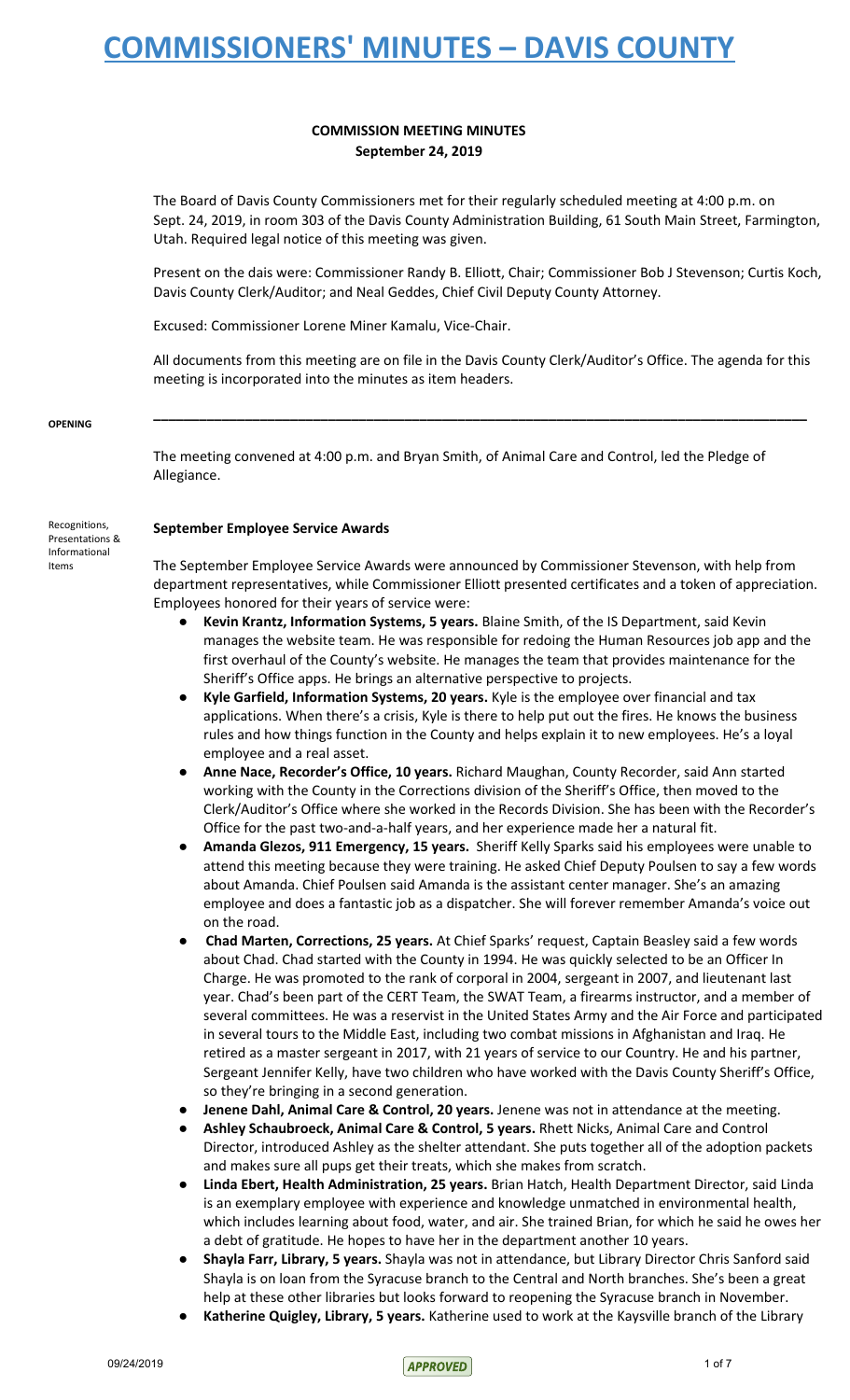# COMMISSIONERS' MINUTES – DAVIS COUNTY

**COMMISSION MEETING MINUTES**
**September 24, 2019**

The Board of Davis County Commissioners met for their regularly scheduled meeting at 4:00 p.m. on Sept. 24, 2019, in room 303 of the Davis County Administration Building, 61 South Main Street, Farmington, Utah. Required legal notice of this meeting was given.

Present on the dais were: Commissioner Randy B. Elliott, Chair; Commissioner Bob J Stevenson; Curtis Koch, Davis County Clerk/Auditor; and Neal Geddes, Chief Civil Deputy County Attorney.

Excused: Commissioner Lorene Miner Kamalu, Vice-Chair.

All documents from this meeting are on file in the Davis County Clerk/Auditor's Office. The agenda for this meeting is incorporated into the minutes as item headers.

**OPENING**

The meeting convened at 4:00 p.m. and Bryan Smith, of Animal Care and Control, led the Pledge of Allegiance.

Recognitions, Presentations & Informational Items

**September Employee Service Awards**

The September Employee Service Awards were announced by Commissioner Stevenson, with help from department representatives, while Commissioner Elliott presented certificates and a token of appreciation. Employees honored for their years of service were:

- **Kevin Krantz, Information Systems, 5 years.** Blaine Smith, of the IS Department, said Kevin manages the website team. He was responsible for redoing the Human Resources job app and the first overhaul of the County's website. He manages the team that provides maintenance for the Sheriff's Office apps. He brings an alternative perspective to projects.
- **Kyle Garfield, Information Systems, 20 years.** Kyle is the employee over financial and tax applications. When there's a crisis, Kyle is there to help put out the fires. He knows the business rules and how things function in the County and helps explain it to new employees. He's a loyal employee and a real asset.
- **Anne Nace, Recorder's Office, 10 years.** Richard Maughan, County Recorder, said Ann started working with the County in the Corrections division of the Sheriff's Office, then moved to the Clerk/Auditor's Office where she worked in the Records Division. She has been with the Recorder's Office for the past two-and-a-half years, and her experience made her a natural fit.
- **Amanda Glezos, 911 Emergency, 15 years.** Sheriff Kelly Sparks said his employees were unable to attend this meeting because they were training. He asked Chief Deputy Poulsen to say a few words about Amanda. Chief Poulsen said Amanda is the assistant center manager. She's an amazing employee and does a fantastic job as a dispatcher. She will forever remember Amanda's voice out on the road.
- **Chad Marten, Corrections, 25 years.** At Chief Sparks' request, Captain Beasley said a few words about Chad. Chad started with the County in 1994. He was quickly selected to be an Officer In Charge. He was promoted to the rank of corporal in 2004, sergeant in 2007, and lieutenant last year. Chad's been part of the CERT Team, the SWAT Team, a firearms instructor, and a member of several committees. He was a reservist in the United States Army and the Air Force and participated in several tours to the Middle East, including two combat missions in Afghanistan and Iraq. He retired as a master sergeant in 2017, with 21 years of service to our Country. He and his partner, Sergeant Jennifer Kelly, have two children who have worked with the Davis County Sheriff's Office, so they're bringing in a second generation.
- **Jenene Dahl, Animal Care & Control, 20 years.** Jenene was not in attendance at the meeting.
- **Ashley Schaubroeck, Animal Care & Control, 5 years.** Rhett Nicks, Animal Care and Control Director, introduced Ashley as the shelter attendant. She puts together all of the adoption packets and makes sure all pups get their treats, which she makes from scratch.
- **Linda Ebert, Health Administration, 25 years.** Brian Hatch, Health Department Director, said Linda is an exemplary employee with experience and knowledge unmatched in environmental health, which includes learning about food, water, and air. She trained Brian, for which he said he owes her a debt of gratitude. He hopes to have her in the department another 10 years.
- **Shayla Farr, Library, 5 years.** Shayla was not in attendance, but Library Director Chris Sanford said Shayla is on loan from the Syracuse branch to the Central and North branches. She's been a great help at these other libraries but looks forward to reopening the Syracuse branch in November.
- **Katherine Quigley, Library, 5 years.** Katherine used to work at the Kaysville branch of the Library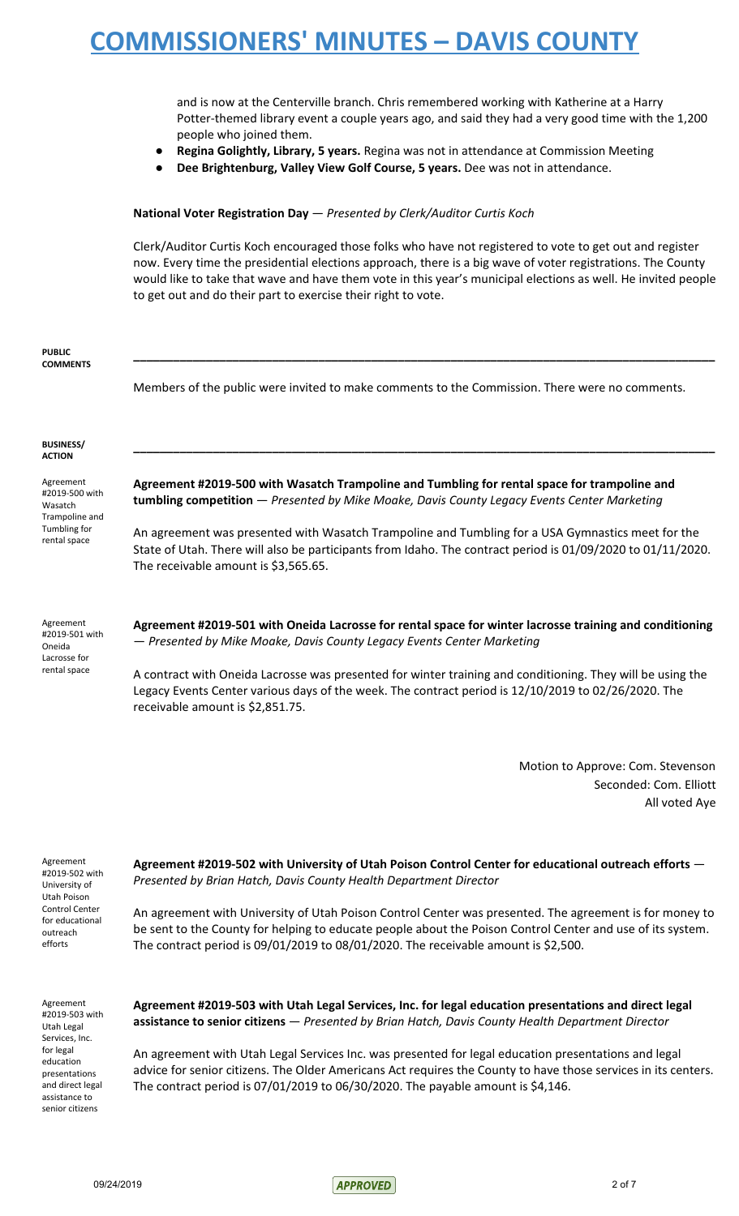and is now at the Centerville branch. Chris remembered working with Katherine at a Harry Potter-themed library event a couple years ago, and said they had a very good time with the 1,200 people who joined them.

- **Regina Golightly, Library, 5 years.** Regina was not in attendance at Commission Meeting
- **Dee Brightenburg, Valley View Golf Course, 5 years.** Dee was not in attendance.

**National Voter Registration Day** — *Presented by Clerk/Auditor Curtis Koch*

Clerk/Auditor Curtis Koch encouraged those folks who have not registered to vote to get out and register now. Every time the presidential elections approach, there is a big wave of voter registrations. The County would like to take that wave and have them vote in this year's municipal elections as well. He invited people to get out and do their part to exercise their right to vote.

**PUBLIC COMMENTS**

Members of the public were invited to make comments to the Commission. There were no comments.

**BUSINESS/ ACTION**

Agreement #2019-500 with Wasatch Trampoline and Tumbling for rental space

**Agreement #2019-500 with Wasatch Trampoline and Tumbling for rental space for trampoline and tumbling competition** — *Presented by Mike Moake, Davis County Legacy Events Center Marketing*

An agreement was presented with Wasatch Trampoline and Tumbling for a USA Gymnastics meet for the State of Utah. There will also be participants from Idaho. The contract period is 01/09/2020 to 01/11/2020. The receivable amount is $3,565.65.

Agreement #2019-501 with Oneida Lacrosse for rental space

**Agreement #2019-501 with Oneida Lacrosse for rental space for winter lacrosse training and conditioning** — *Presented by Mike Moake, Davis County Legacy Events Center Marketing*

A contract with Oneida Lacrosse was presented for winter training and conditioning. They will be using the Legacy Events Center various days of the week. The contract period is 12/10/2019 to 02/26/2020. The receivable amount is $2,851.75.

Motion to Approve: Com. Stevenson
Seconded: Com. Elliott
All voted Aye

Agreement #2019-502 with University of Utah Poison Control Center for educational outreach efforts

**Agreement #2019-502 with University of Utah Poison Control Center for educational outreach efforts** — *Presented by Brian Hatch, Davis County Health Department Director*

An agreement with University of Utah Poison Control Center was presented. The agreement is for money to be sent to the County for helping to educate people about the Poison Control Center and use of its system. The contract period is 09/01/2019 to 08/01/2020. The receivable amount is $2,500.

Agreement #2019-503 with Utah Legal Services, Inc. for legal education presentations and direct legal assistance to senior citizens

**Agreement #2019-503 with Utah Legal Services, Inc. for legal education presentations and direct legal assistance to senior citizens** — *Presented by Brian Hatch, Davis County Health Department Director*

An agreement with Utah Legal Services Inc. was presented for legal education presentations and legal advice for senior citizens. The Older Americans Act requires the County to have those services in its centers. The contract period is 07/01/2019 to 06/30/2020. The payable amount is $4,146.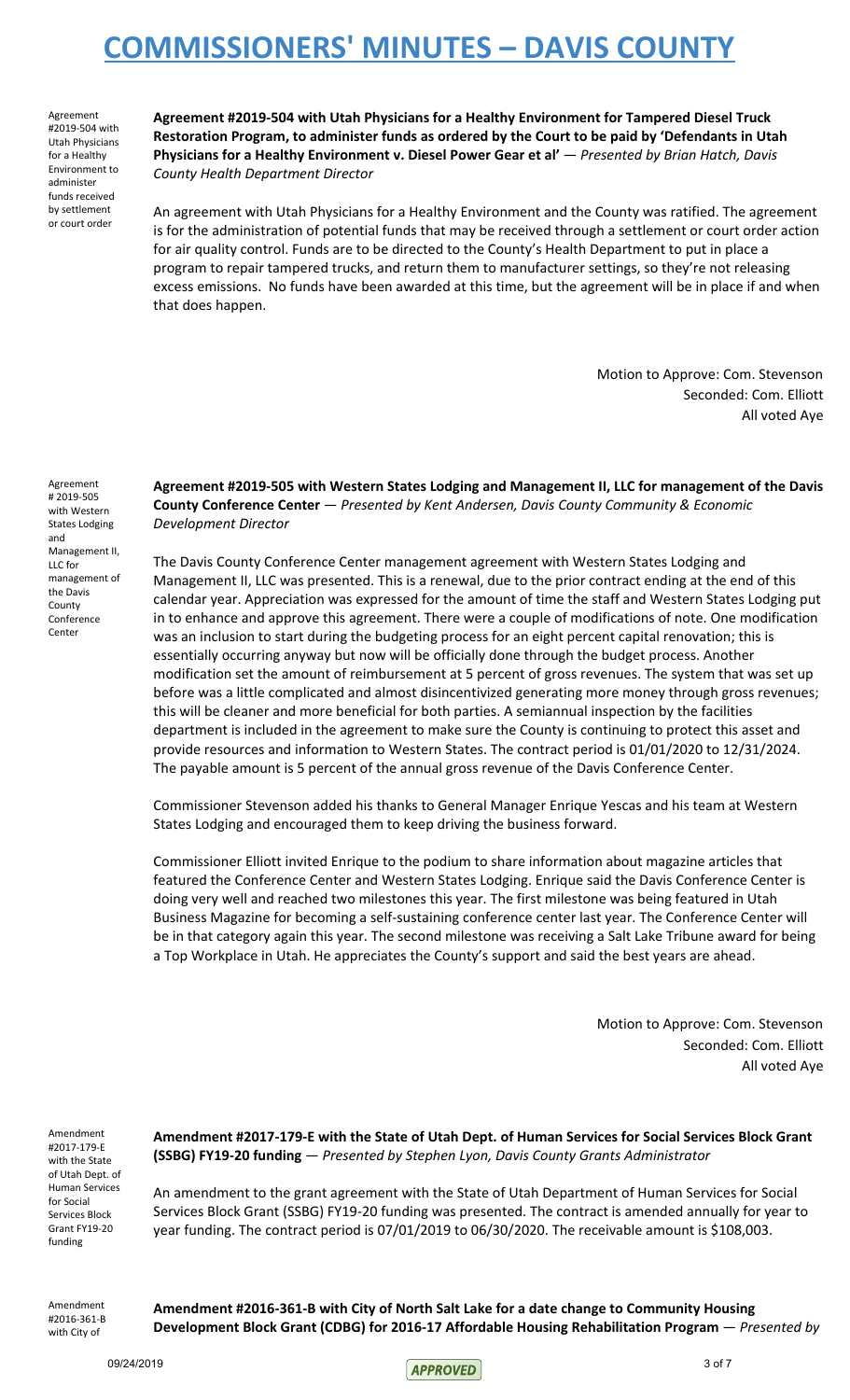Agreement #2019-504 with Utah Physicians for a Healthy Environment to administer funds received by settlement or court order

**Agreement #2019-504 with Utah Physicians for a Healthy Environment for Tampered Diesel Truck Restoration Program, to administer funds as ordered by the Court to be paid by 'Defendants in Utah Physicians for a Healthy Environment v. Diesel Power Gear et al'** — *Presented by Brian Hatch, Davis County Health Department Director*

An agreement with Utah Physicians for a Healthy Environment and the County was ratified. The agreement is for the administration of potential funds that may be received through a settlement or court order action for air quality control. Funds are to be directed to the County's Health Department to put in place a program to repair tampered trucks, and return them to manufacturer settings, so they're not releasing excess emissions. No funds have been awarded at this time, but the agreement will be in place if and when that does happen.

Motion to Approve: Com. Stevenson
Seconded: Com. Elliott
All voted Aye

Agreement # 2019-505 with Western States Lodging and Management II, LLC for management of the Davis County Conference Center

**Agreement #2019-505 with Western States Lodging and Management II, LLC for management of the Davis County Conference Center** — *Presented by Kent Andersen, Davis County Community & Economic Development Director*

The Davis County Conference Center management agreement with Western States Lodging and Management II, LLC was presented. This is a renewal, due to the prior contract ending at the end of this calendar year. Appreciation was expressed for the amount of time the staff and Western States Lodging put in to enhance and approve this agreement. There were a couple of modifications of note. One modification was an inclusion to start during the budgeting process for an eight percent capital renovation; this is essentially occurring anyway but now will be officially done through the budget process. Another modification set the amount of reimbursement at 5 percent of gross revenues. The system that was set up before was a little complicated and almost disincentivized generating more money through gross revenues; this will be cleaner and more beneficial for both parties. A semiannual inspection by the facilities department is included in the agreement to make sure the County is continuing to protect this asset and provide resources and information to Western States. The contract period is 01/01/2020 to 12/31/2024. The payable amount is 5 percent of the annual gross revenue of the Davis Conference Center.

Commissioner Stevenson added his thanks to General Manager Enrique Yescas and his team at Western States Lodging and encouraged them to keep driving the business forward.

Commissioner Elliott invited Enrique to the podium to share information about magazine articles that featured the Conference Center and Western States Lodging. Enrique said the Davis Conference Center is doing very well and reached two milestones this year. The first milestone was being featured in Utah Business Magazine for becoming a self-sustaining conference center last year. The Conference Center will be in that category again this year. The second milestone was receiving a Salt Lake Tribune award for being a Top Workplace in Utah. He appreciates the County's support and said the best years are ahead.

Motion to Approve: Com. Stevenson
Seconded: Com. Elliott
All voted Aye

Amendment #2017-179-E with the State of Utah Dept. of Human Services for Social Services Block Grant FY19-20 funding

**Amendment #2017-179-E with the State of Utah Dept. of Human Services for Social Services Block Grant (SSBG) FY19-20 funding** — *Presented by Stephen Lyon, Davis County Grants Administrator*

An amendment to the grant agreement with the State of Utah Department of Human Services for Social Services Block Grant (SSBG) FY19-20 funding was presented. The contract is amended annually for year to year funding. The contract period is 07/01/2019 to 06/30/2020. The receivable amount is $108,003.

Amendment #2016-361-B with City of

**Amendment #2016-361-B with City of North Salt Lake for a date change to Community Housing Development Block Grant (CDBG) for 2016-17 Affordable Housing Rehabilitation Program** — *Presented by*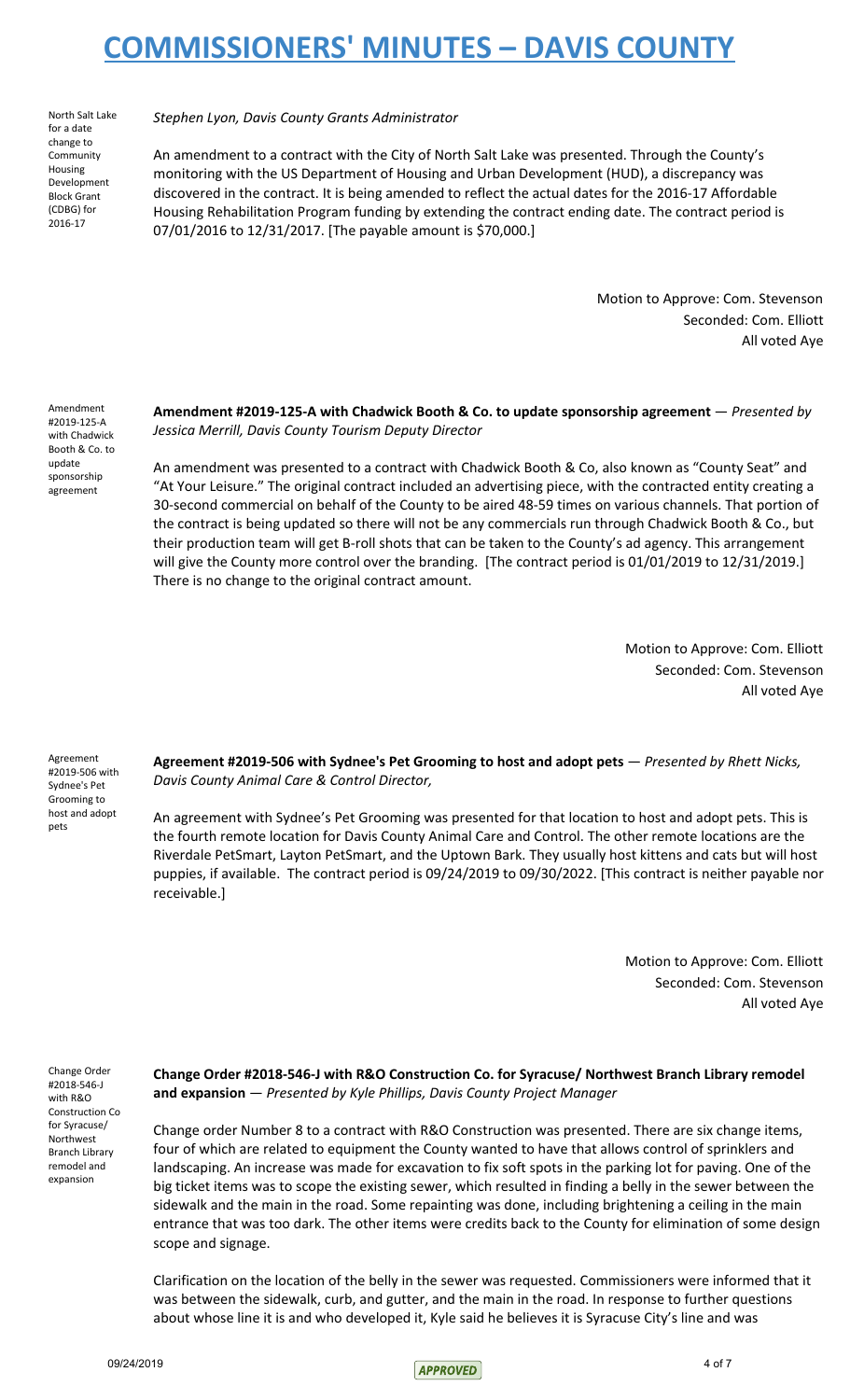North Salt Lake for a date change to Community Housing Development Block Grant (CDBG) for 2016-17

*Stephen Lyon, Davis County Grants Administrator*

An amendment to a contract with the City of North Salt Lake was presented. Through the County's monitoring with the US Department of Housing and Urban Development (HUD), a discrepancy was discovered in the contract. It is being amended to reflect the actual dates for the 2016-17 Affordable Housing Rehabilitation Program funding by extending the contract ending date. The contract period is 07/01/2016 to 12/31/2017. [The payable amount is $70,000.]

Motion to Approve: Com. Stevenson
Seconded: Com. Elliott
All voted Aye

Amendment #2019-125-A with Chadwick Booth & Co. to update sponsorship agreement

**Amendment #2019-125-A with Chadwick Booth & Co. to update sponsorship agreement** — *Presented by Jessica Merrill, Davis County Tourism Deputy Director*

An amendment was presented to a contract with Chadwick Booth & Co, also known as "County Seat" and "At Your Leisure." The original contract included an advertising piece, with the contracted entity creating a 30-second commercial on behalf of the County to be aired 48-59 times on various channels. That portion of the contract is being updated so there will not be any commercials run through Chadwick Booth & Co., but their production team will get B-roll shots that can be taken to the County's ad agency. This arrangement will give the County more control over the branding. [The contract period is 01/01/2019 to 12/31/2019.] There is no change to the original contract amount.

Motion to Approve: Com. Elliott
Seconded: Com. Stevenson
All voted Aye

Agreement #2019-506 with Sydnee's Pet Grooming to host and adopt pets

**Agreement #2019-506 with Sydnee's Pet Grooming to host and adopt pets** — *Presented by Rhett Nicks, Davis County Animal Care & Control Director,*

An agreement with Sydnee's Pet Grooming was presented for that location to host and adopt pets. This is the fourth remote location for Davis County Animal Care and Control. The other remote locations are the Riverdale PetSmart, Layton PetSmart, and the Uptown Bark. They usually host kittens and cats but will host puppies, if available. The contract period is 09/24/2019 to 09/30/2022. [This contract is neither payable nor receivable.]

Motion to Approve: Com. Elliott
Seconded: Com. Stevenson
All voted Aye

Change Order #2018-546-J with R&O Construction Co for Syracuse/ Northwest Branch Library remodel and expansion

**Change Order #2018-546-J with R&O Construction Co. for Syracuse/ Northwest Branch Library remodel and expansion** — *Presented by Kyle Phillips, Davis County Project Manager*

Change order Number 8 to a contract with R&O Construction was presented. There are six change items, four of which are related to equipment the County wanted to have that allows control of sprinklers and landscaping. An increase was made for excavation to fix soft spots in the parking lot for paving. One of the big ticket items was to scope the existing sewer, which resulted in finding a belly in the sewer between the sidewalk and the main in the road. Some repainting was done, including brightening a ceiling in the main entrance that was too dark. The other items were credits back to the County for elimination of some design scope and signage.

Clarification on the location of the belly in the sewer was requested. Commissioners were informed that it was between the sidewalk, curb, and gutter, and the main in the road. In response to further questions about whose line it is and who developed it, Kyle said he believes it is Syracuse City's line and was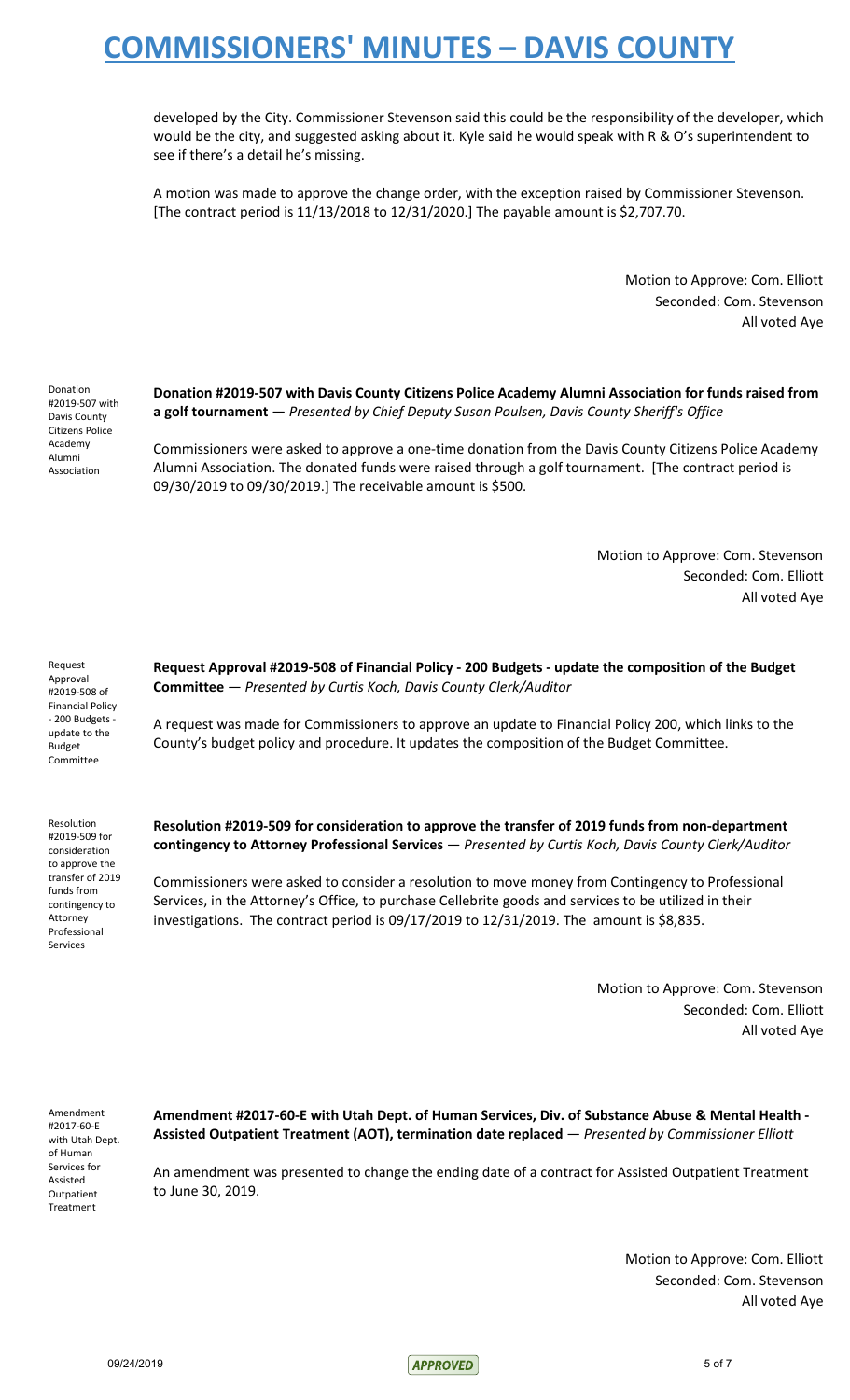developed by the City. Commissioner Stevenson said this could be the responsibility of the developer, which would be the city, and suggested asking about it. Kyle said he would speak with R & O's superintendent to see if there's a detail he's missing.

A motion was made to approve the change order, with the exception raised by Commissioner Stevenson. [The contract period is 11/13/2018 to 12/31/2020.] The payable amount is $2,707.70.

Motion to Approve: Com. Elliott
Seconded: Com. Stevenson
All voted Aye

Donation #2019-507 with Davis County Citizens Police Academy Alumni Association

**Donation #2019-507 with Davis County Citizens Police Academy Alumni Association for funds raised from a golf tournament** — *Presented by Chief Deputy Susan Poulsen, Davis County Sheriff's Office*

Commissioners were asked to approve a one-time donation from the Davis County Citizens Police Academy Alumni Association. The donated funds were raised through a golf tournament. [The contract period is 09/30/2019 to 09/30/2019.] The receivable amount is $500.

Motion to Approve: Com. Stevenson
Seconded: Com. Elliott
All voted Aye

Request Approval #2019-508 of Financial Policy - 200 Budgets - update to the Budget Committee

**Request Approval #2019-508 of Financial Policy - 200 Budgets - update the composition of the Budget Committee** — *Presented by Curtis Koch, Davis County Clerk/Auditor*

A request was made for Commissioners to approve an update to Financial Policy 200, which links to the County's budget policy and procedure. It updates the composition of the Budget Committee.

Resolution #2019-509 for consideration to approve the transfer of 2019 funds from contingency to Attorney Professional Services

**Resolution #2019-509 for consideration to approve the transfer of 2019 funds from non-department contingency to Attorney Professional Services** — *Presented by Curtis Koch, Davis County Clerk/Auditor*

Commissioners were asked to consider a resolution to move money from Contingency to Professional Services, in the Attorney's Office, to purchase Cellebrite goods and services to be utilized in their investigations. The contract period is 09/17/2019 to 12/31/2019. The amount is $8,835.

Motion to Approve: Com. Stevenson
Seconded: Com. Elliott
All voted Aye

Amendment #2017-60-E with Utah Dept. of Human Services for Assisted Outpatient Treatment

**Amendment #2017-60-E with Utah Dept. of Human Services, Div. of Substance Abuse & Mental Health - Assisted Outpatient Treatment (AOT), termination date replaced** — *Presented by Commissioner Elliott*

An amendment was presented to change the ending date of a contract for Assisted Outpatient Treatment to June 30, 2019.

Motion to Approve: Com. Elliott
Seconded: Com. Stevenson
All voted Aye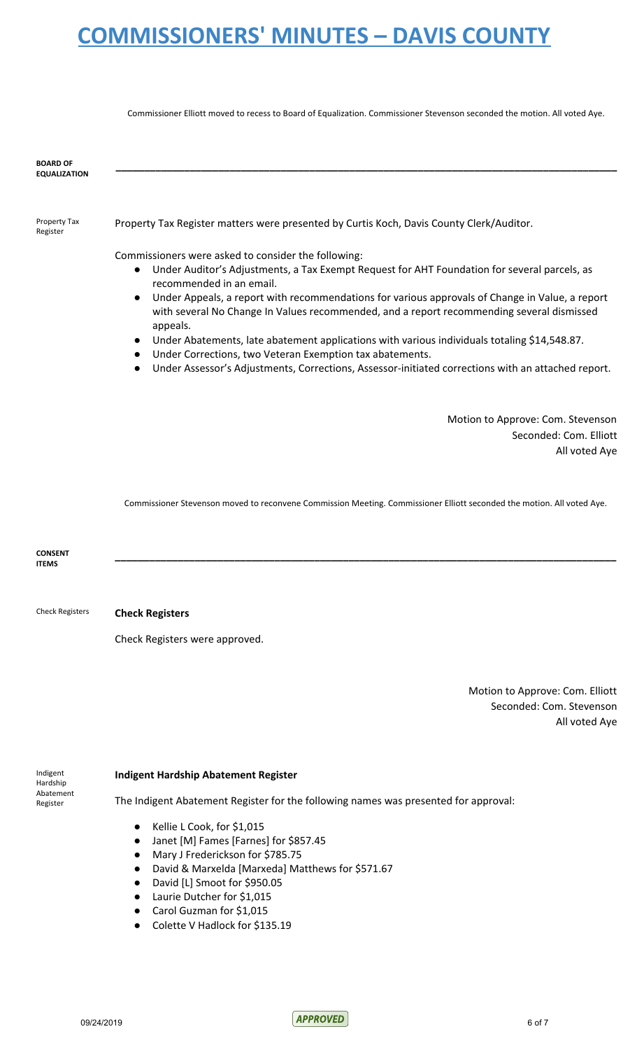Commissioner Elliott moved to recess to Board of Equalization. Commissioner Stevenson seconded the motion. All voted Aye.

## BOARD OF EQUALIZATION

**Property Tax Register**

Property Tax Register matters were presented by Curtis Koch, Davis County Clerk/Auditor.

Commissioners were asked to consider the following:

- Under Auditor's Adjustments, a Tax Exempt Request for AHT Foundation for several parcels, as recommended in an email.
- Under Appeals, a report with recommendations for various approvals of Change in Value, a report with several No Change In Values recommended, and a report recommending several dismissed appeals.
- Under Abatements, late abatement applications with various individuals totaling $14,548.87.
- Under Corrections, two Veteran Exemption tax abatements.
- Under Assessor's Adjustments, Corrections, Assessor-initiated corrections with an attached report.

Motion to Approve: Com. Stevenson
Seconded: Com. Elliott
All voted Aye

Commissioner Stevenson moved to reconvene Commission Meeting. Commissioner Elliott seconded the motion. All voted Aye.

## CONSENT ITEMS

**Check Registers**

**Check Registers**

Check Registers were approved.

Motion to Approve: Com. Elliott
Seconded: Com. Stevenson
All voted Aye

**Indigent Hardship Abatement Register**

**Indigent Hardship Abatement Register**

The Indigent Abatement Register for the following names was presented for approval:

- Kellie L Cook, for $1,015
- Janet [M] Fames [Farnes] for $857.45
- Mary J Frederickson for $785.75
- David & Marxelda [Marxeda] Matthews for $571.67
- David [L] Smoot for $950.05
- Laurie Dutcher for $1,015
- Carol Guzman for $1,015
- Colette V Hadlock for $135.19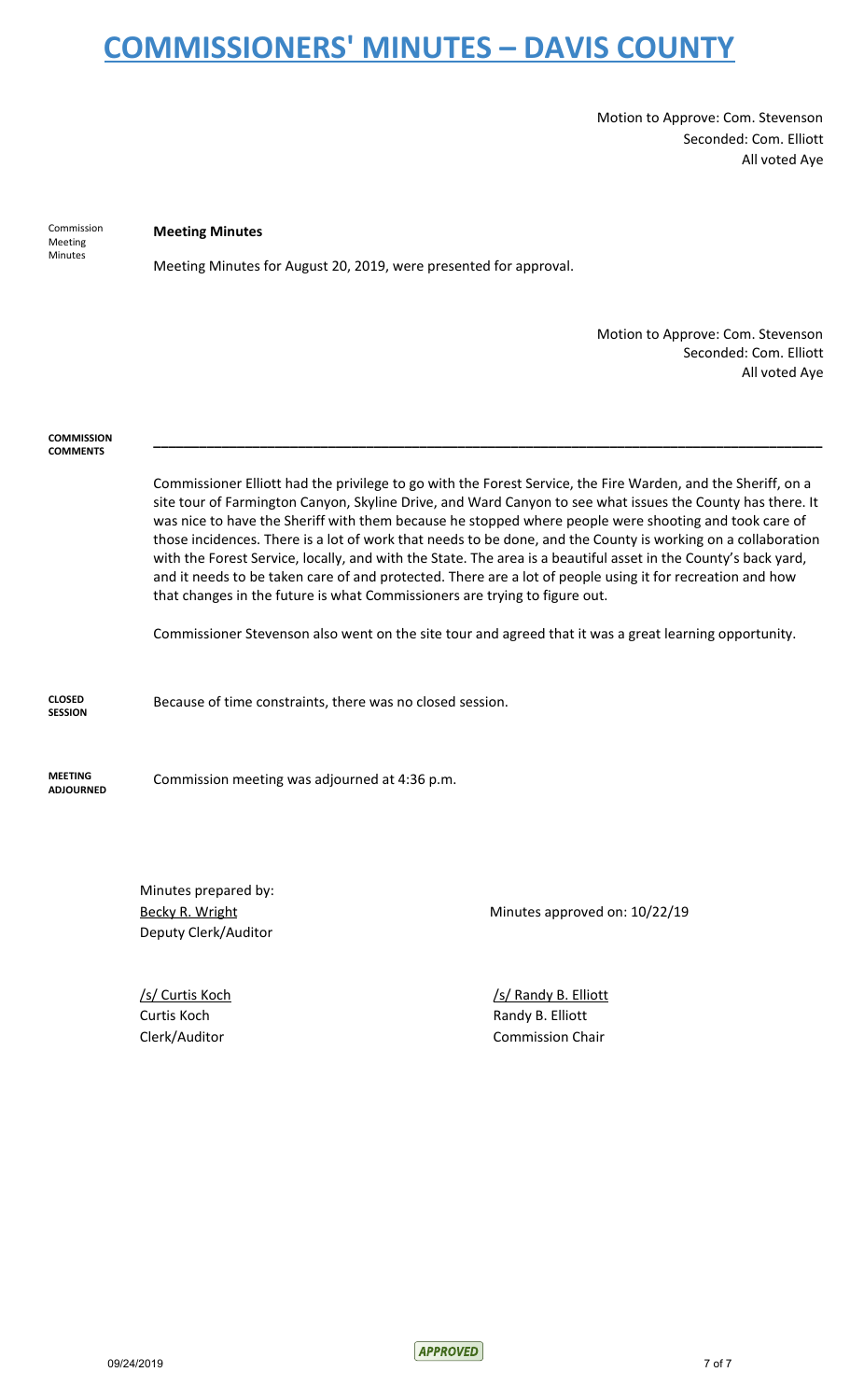Motion to Approve: Com. Stevenson
Seconded: Com. Elliott
All voted Aye

Commission Meeting Minutes

**Meeting Minutes**

Meeting Minutes for August 20, 2019, were presented for approval.

Motion to Approve: Com. Stevenson
Seconded: Com. Elliott
All voted Aye

**COMMISSION COMMENTS**

---

Commissioner Elliott had the privilege to go with the Forest Service, the Fire Warden, and the Sheriff, on a site tour of Farmington Canyon, Skyline Drive, and Ward Canyon to see what issues the County has there. It was nice to have the Sheriff with them because he stopped where people were shooting and took care of those incidences. There is a lot of work that needs to be done, and the County is working on a collaboration with the Forest Service, locally, and with the State. The area is a beautiful asset in the County's back yard, and it needs to be taken care of and protected. There are a lot of people using it for recreation and how that changes in the future is what Commissioners are trying to figure out.

Commissioner Stevenson also went on the site tour and agreed that it was a great learning opportunity.

**CLOSED SESSION**

Because of time constraints, there was no closed session.

**MEETING ADJOURNED**

Commission meeting was adjourned at 4:36 p.m.

Minutes prepared by:
Becky R. Wright
Deputy Clerk/Auditor

Minutes approved on: 10/22/19

/s/ Curtis Koch
Curtis Koch
Clerk/Auditor

/s/ Randy B. Elliott
Randy B. Elliott
Commission Chair